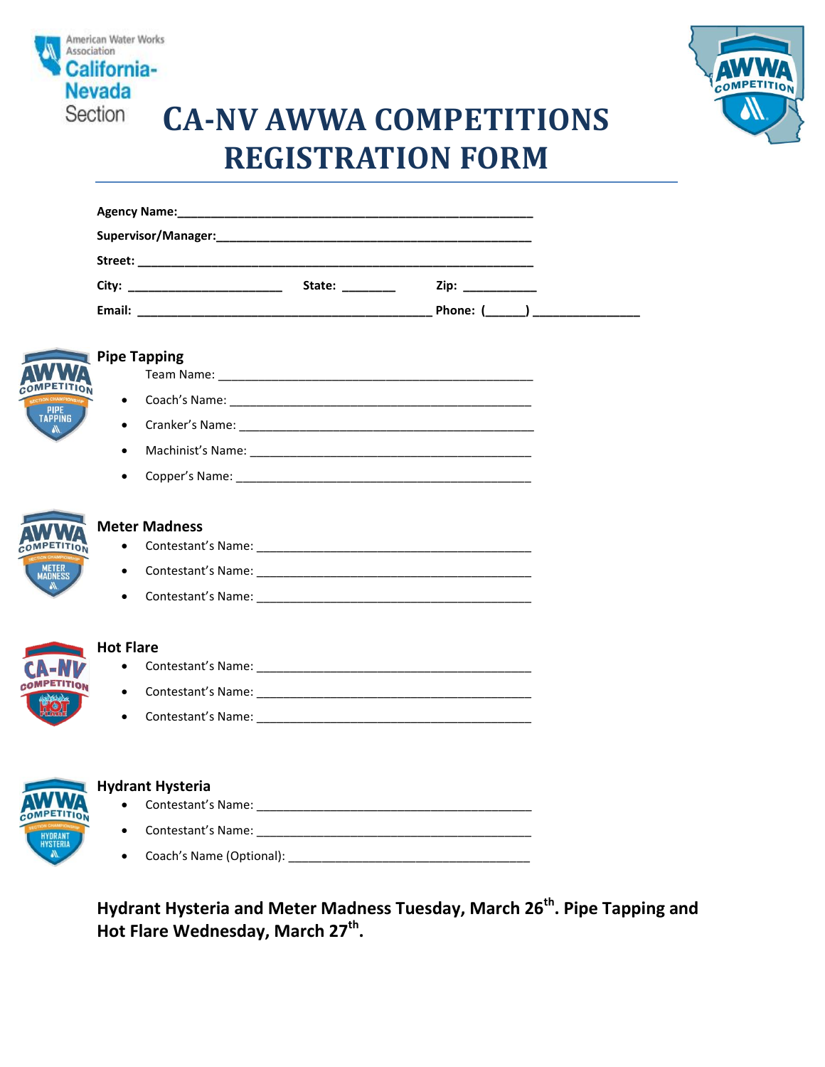American Water Works Association
California-Nevada Section

# CA-NV AWWA COMPETITIONS REGISTRATION FORM

**Agency Name:**_______________________________________________

**Supervisor/Manager:**_______________________________________________

**Street:** _______________________________________________

**City:** _____________________ **State:** _______ **Zip:** __________

**Email:** _______________________________________ **Phone:** (______) _______________

## Pipe Tapping

Team Name: _______________________________________________

- Coach's Name: _______________________________________________
- Cranker's Name: _______________________________________________
- Machinist's Name: _______________________________________________
- Copper's Name: _______________________________________________

## Meter Madness

- Contestant's Name: _______________________________________________
- Contestant's Name: _______________________________________________
- Contestant's Name: _______________________________________________

## Hot Flare

- Contestant's Name: _______________________________________________
- Contestant's Name: _______________________________________________
- Contestant's Name: _______________________________________________

## Hydrant Hysteria

- Contestant's Name: _______________________________________________
- Contestant's Name: _______________________________________________
- Coach's Name (Optional): _______________________________________________

**Hydrant Hysteria and Meter Madness Tuesday, March 26th. Pipe Tapping and Hot Flare Wednesday, March 27th.**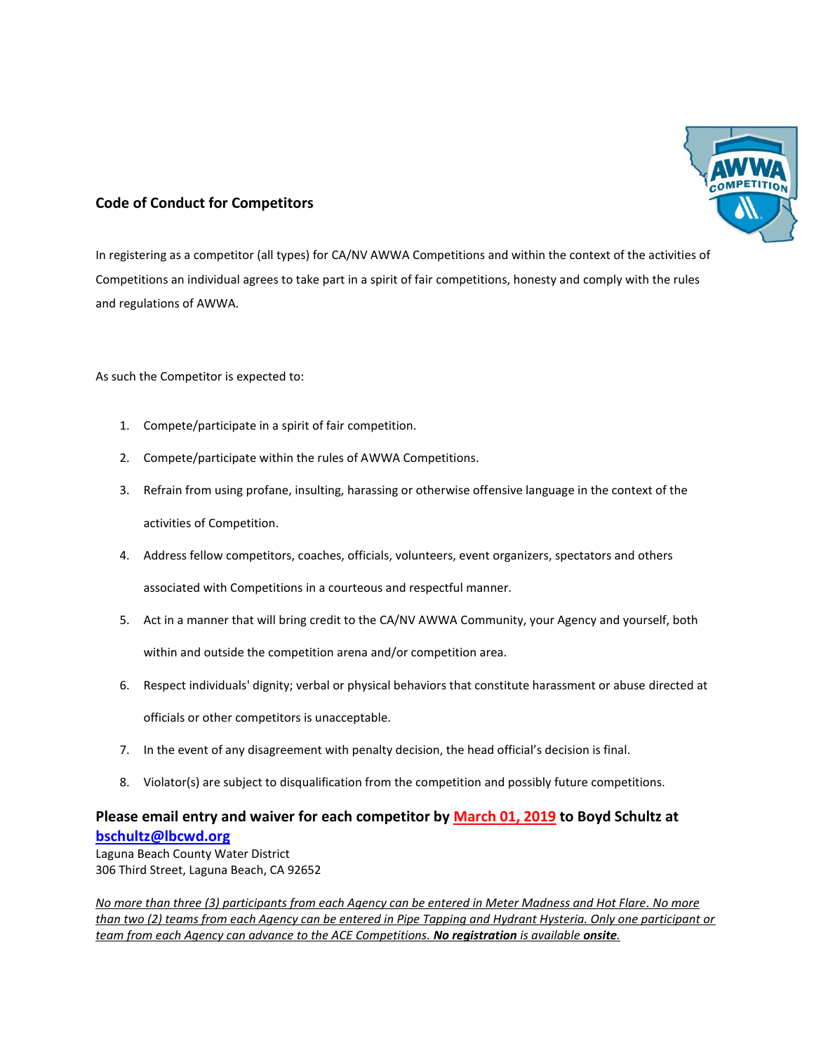## Code of Conduct for Competitors

In registering as a competitor (all types) for CA/NV AWWA Competitions and within the context of the activities of Competitions an individual agrees to take part in a spirit of fair competitions, honesty and comply with the rules and regulations of AWWA.

As such the Competitor is expected to:

1. Compete/participate in a spirit of fair competition.
2. Compete/participate within the rules of AWWA Competitions.
3. Refrain from using profane, insulting, harassing or otherwise offensive language in the context of the activities of Competition.
4. Address fellow competitors, coaches, officials, volunteers, event organizers, spectators and others associated with Competitions in a courteous and respectful manner.
5. Act in a manner that will bring credit to the CA/NV AWWA Community, your Agency and yourself, both within and outside the competition arena and/or competition area.
6. Respect individuals' dignity; verbal or physical behaviors that constitute harassment or abuse directed at officials or other competitors is unacceptable.
7. In the event of any disagreement with penalty decision, the head official's decision is final.
8. Violator(s) are subject to disqualification from the competition and possibly future competitions.

**Please email entry and waiver for each competitor by March 01, 2019 to Boyd Schultz at bschultz@lbcwd.org**
Laguna Beach County Water District
306 Third Street, Laguna Beach, CA 92652

*No more than three (3) participants from each Agency can be entered in Meter Madness and Hot Flare. No more than two (2) teams from each Agency can be entered in Pipe Tapping and Hydrant Hysteria. Only one participant or team from each Agency can advance to the ACE Competitions. **No registration** is available **onsite**.*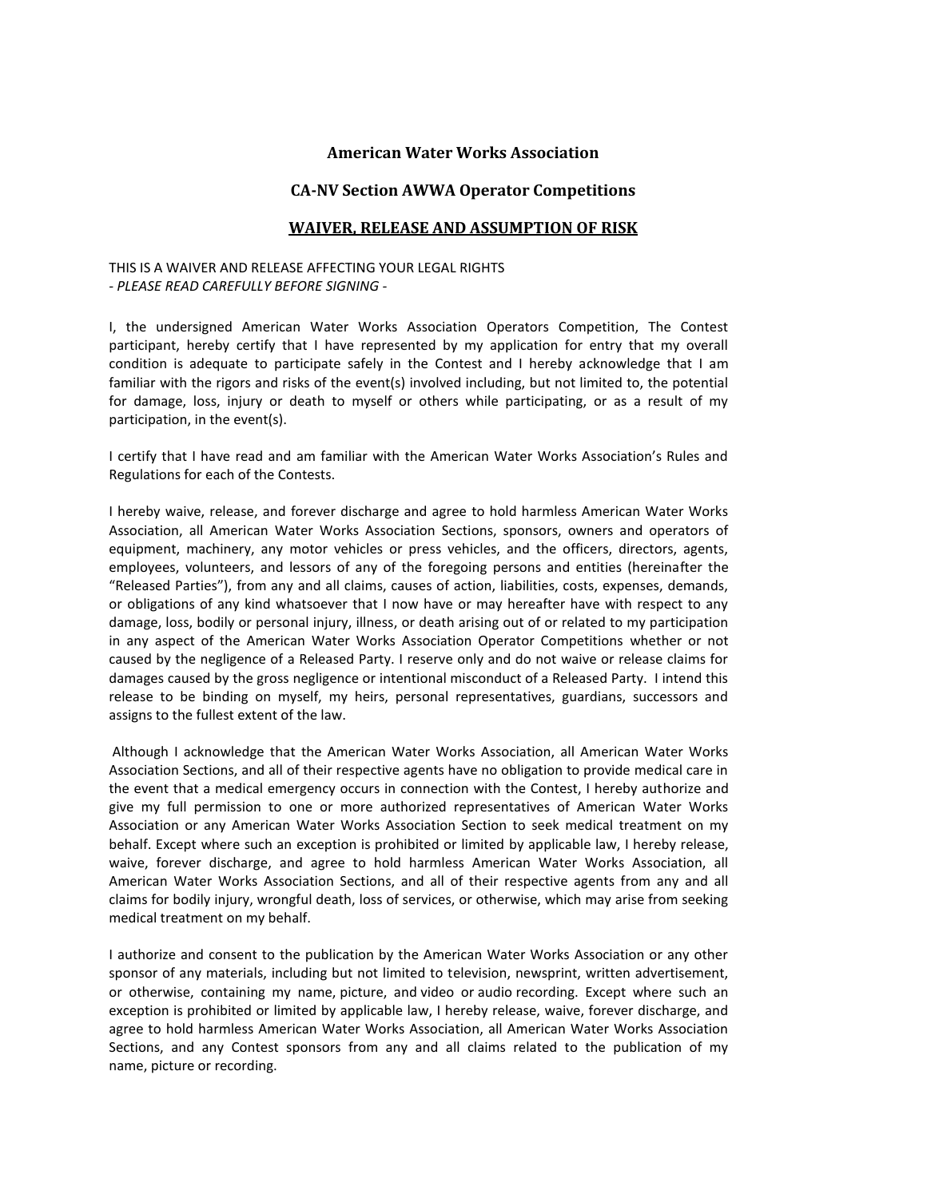## American Water Works Association

## CA-NV Section AWWA Operator Competitions

## **WAIVER, RELEASE AND ASSUMPTION OF RISK**

THIS IS A WAIVER AND RELEASE AFFECTING YOUR LEGAL RIGHTS
*- PLEASE READ CAREFULLY BEFORE SIGNING -*

I, the undersigned American Water Works Association Operators Competition, The Contest participant, hereby certify that I have represented by my application for entry that my overall condition is adequate to participate safely in the Contest and I hereby acknowledge that I am familiar with the rigors and risks of the event(s) involved including, but not limited to, the potential for damage, loss, injury or death to myself or others while participating, or as a result of my participation, in the event(s).

I certify that I have read and am familiar with the American Water Works Association's Rules and Regulations for each of the Contests.

I hereby waive, release, and forever discharge and agree to hold harmless American Water Works Association, all American Water Works Association Sections, sponsors, owners and operators of equipment, machinery, any motor vehicles or press vehicles, and the officers, directors, agents, employees, volunteers, and lessors of any of the foregoing persons and entities (hereinafter the "Released Parties"), from any and all claims, causes of action, liabilities, costs, expenses, demands, or obligations of any kind whatsoever that I now have or may hereafter have with respect to any damage, loss, bodily or personal injury, illness, or death arising out of or related to my participation in any aspect of the American Water Works Association Operator Competitions whether or not caused by the negligence of a Released Party. I reserve only and do not waive or release claims for damages caused by the gross negligence or intentional misconduct of a Released Party. I intend this release to be binding on myself, my heirs, personal representatives, guardians, successors and assigns to the fullest extent of the law.

Although I acknowledge that the American Water Works Association, all American Water Works Association Sections, and all of their respective agents have no obligation to provide medical care in the event that a medical emergency occurs in connection with the Contest, I hereby authorize and give my full permission to one or more authorized representatives of American Water Works Association or any American Water Works Association Section to seek medical treatment on my behalf. Except where such an exception is prohibited or limited by applicable law, I hereby release, waive, forever discharge, and agree to hold harmless American Water Works Association, all American Water Works Association Sections, and all of their respective agents from any and all claims for bodily injury, wrongful death, loss of services, or otherwise, which may arise from seeking medical treatment on my behalf.

I authorize and consent to the publication by the American Water Works Association or any other sponsor of any materials, including but not limited to television, newsprint, written advertisement, or otherwise, containing my name, picture, and video or audio recording. Except where such an exception is prohibited or limited by applicable law, I hereby release, waive, forever discharge, and agree to hold harmless American Water Works Association, all American Water Works Association Sections, and any Contest sponsors from any and all claims related to the publication of my name, picture or recording.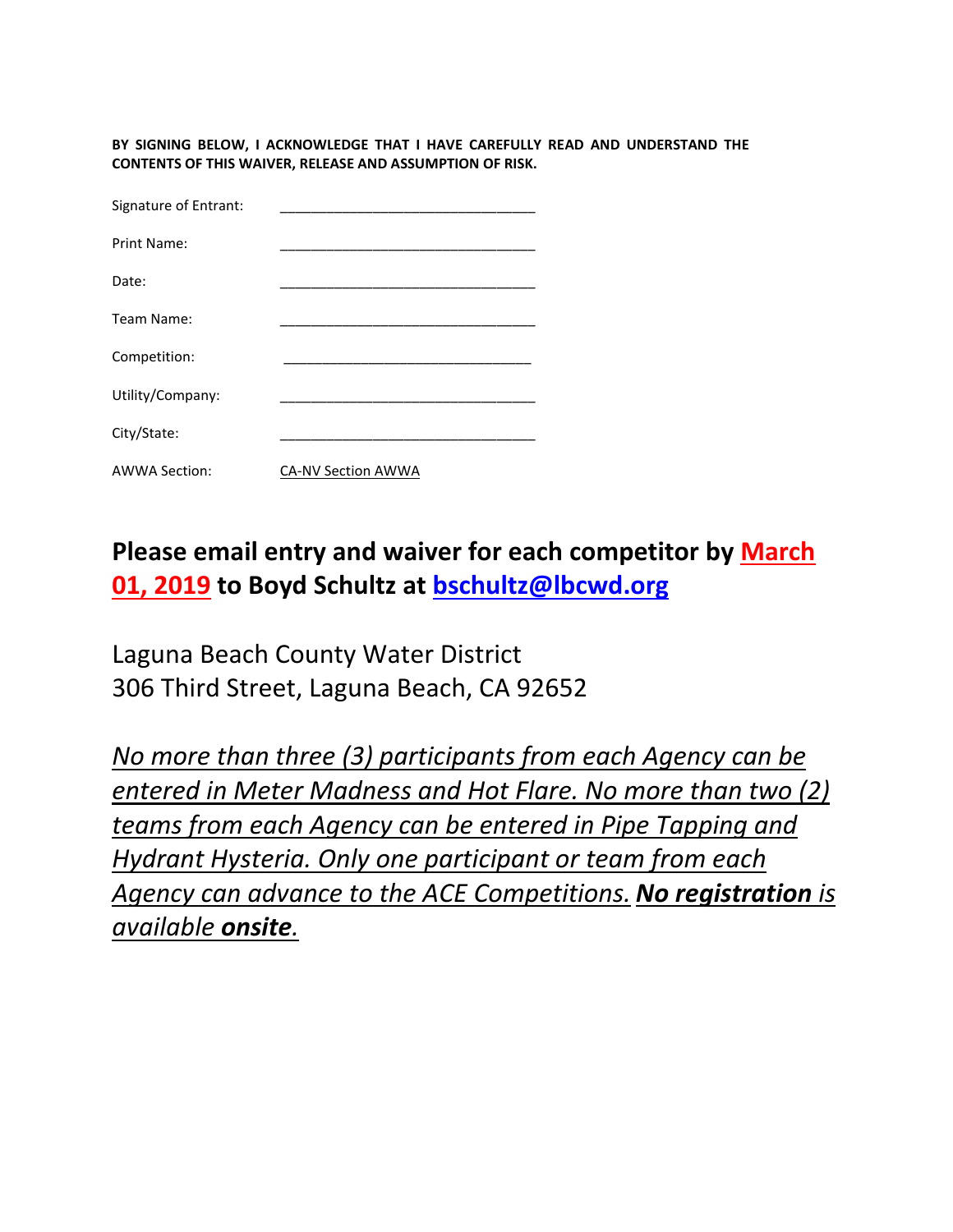**BY SIGNING BELOW, I ACKNOWLEDGE THAT I HAVE CAREFULLY READ AND UNDERSTAND THE CONTENTS OF THIS WAIVER, RELEASE AND ASSUMPTION OF RISK.**

Signature of Entrant: ________________________________

Print Name: ________________________________

Date: ________________________________

Team Name: ________________________________

Competition: ________________________________

Utility/Company: ________________________________

City/State: ________________________________

AWWA Section: CA-NV Section AWWA

**Please email entry and waiver for each competitor by March 01, 2019 to Boyd Schultz at bschultz@lbcwd.org**

Laguna Beach County Water District
306 Third Street, Laguna Beach, CA 92652

*No more than three (3) participants from each Agency can be entered in Meter Madness and Hot Flare. No more than two (2) teams from each Agency can be entered in Pipe Tapping and Hydrant Hysteria. Only one participant or team from each Agency can advance to the ACE Competitions.* ***No registration*** *is available* ***onsite****.*